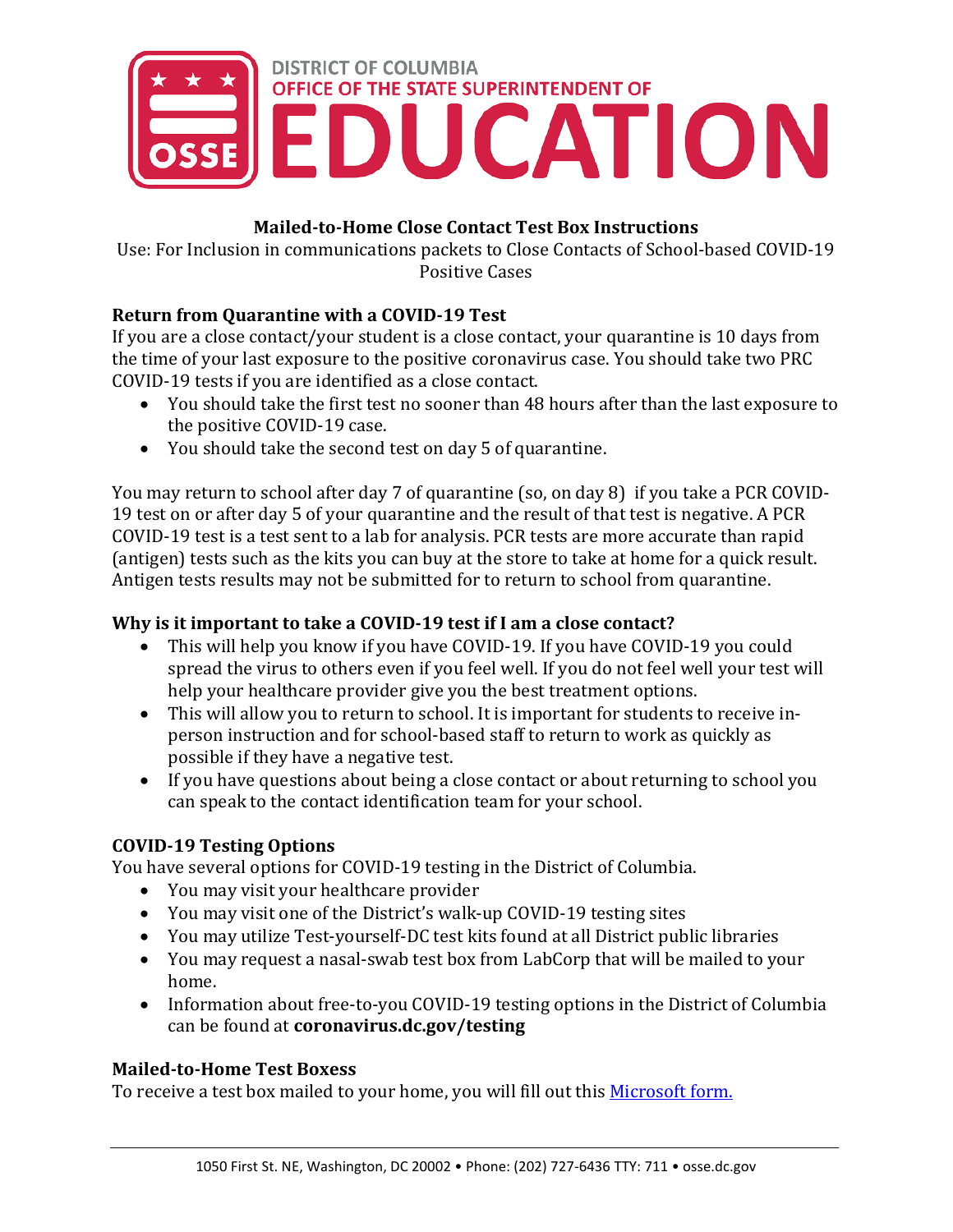DISTRICT OF COLUMBIA
OFFICE OF THE STATE SUPERINTENDENT OF
EDUCATION

**Mailed-to-Home Close Contact Test Box Instructions**

Use: For Inclusion in communications packets to Close Contacts of School-based COVID-19 Positive Cases

### Return from Quarantine with a COVID-19 Test

If you are a close contact/your student is a close contact, your quarantine is 10 days from the time of your last exposure to the positive coronavirus case. You should take two PRC COVID-19 tests if you are identified as a close contact.

- You should take the first test no sooner than 48 hours after than the last exposure to the positive COVID-19 case.
- You should take the second test on day 5 of quarantine.

You may return to school after day 7 of quarantine (so, on day 8) if you take a PCR COVID-19 test on or after day 5 of your quarantine and the result of that test is negative. A PCR COVID-19 test is a test sent to a lab for analysis. PCR tests are more accurate than rapid (antigen) tests such as the kits you can buy at the store to take at home for a quick result. Antigen tests results may not be submitted for to return to school from quarantine.

### Why is it important to take a COVID-19 test if I am a close contact?

- This will help you know if you have COVID-19. If you have COVID-19 you could spread the virus to others even if you feel well. If you do not feel well your test will help your healthcare provider give you the best treatment options.
- This will allow you to return to school. It is important for students to receive in-person instruction and for school-based staff to return to work as quickly as possible if they have a negative test.
- If you have questions about being a close contact or about returning to school you can speak to the contact identification team for your school.

### COVID-19 Testing Options

You have several options for COVID-19 testing in the District of Columbia.

- You may visit your healthcare provider
- You may visit one of the District's walk-up COVID-19 testing sites
- You may utilize Test-yourself-DC test kits found at all District public libraries
- You may request a nasal-swab test box from LabCorp that will be mailed to your home.
- Information about free-to-you COVID-19 testing options in the District of Columbia can be found at **coronavirus.dc.gov/testing**

### Mailed-to-Home Test Boxess

To receive a test box mailed to your home, you will fill out this [Microsoft form.]()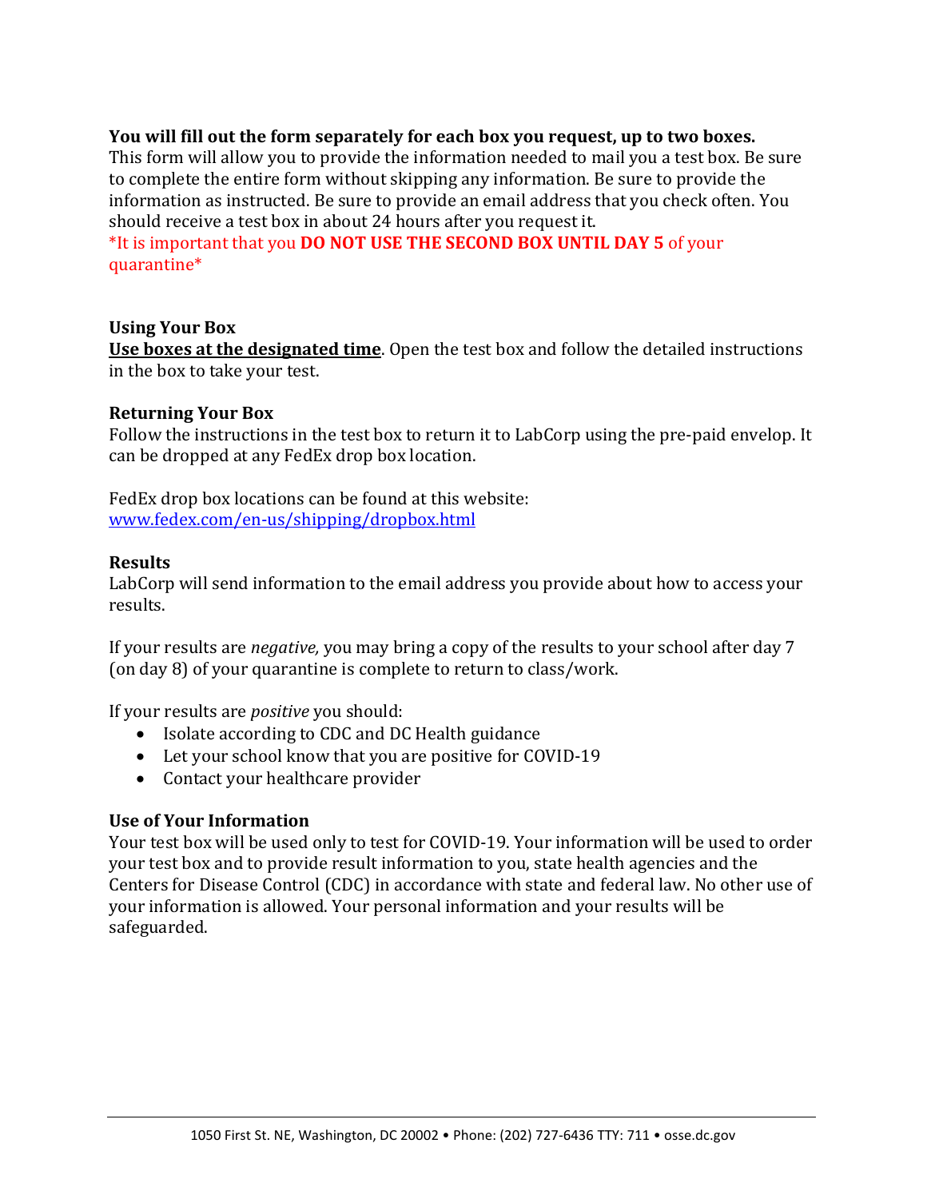**You will fill out the form separately for each box you request, up to two boxes.**
This form will allow you to provide the information needed to mail you a test box. Be sure to complete the entire form without skipping any information. Be sure to provide the information as instructed. Be sure to provide an email address that you check often. You should receive a test box in about 24 hours after you request it.
*It is important that you **DO NOT USE THE SECOND BOX UNTIL DAY 5** of your quarantine*

**Using Your Box**
**Use boxes at the designated time**. Open the test box and follow the detailed instructions in the box to take your test.

**Returning Your Box**
Follow the instructions in the test box to return it to LabCorp using the pre-paid envelop. It can be dropped at any FedEx drop box location.

FedEx drop box locations can be found at this website:
www.fedex.com/en-us/shipping/dropbox.html

**Results**
LabCorp will send information to the email address you provide about how to access your results.

If your results are *negative,* you may bring a copy of the results to your school after day 7 (on day 8) of your quarantine is complete to return to class/work.

If your results are *positive* you should:

- Isolate according to CDC and DC Health guidance
- Let your school know that you are positive for COVID-19
- Contact your healthcare provider

**Use of Your Information**
Your test box will be used only to test for COVID-19. Your information will be used to order your test box and to provide result information to you, state health agencies and the Centers for Disease Control (CDC) in accordance with state and federal law. No other use of your information is allowed. Your personal information and your results will be safeguarded.